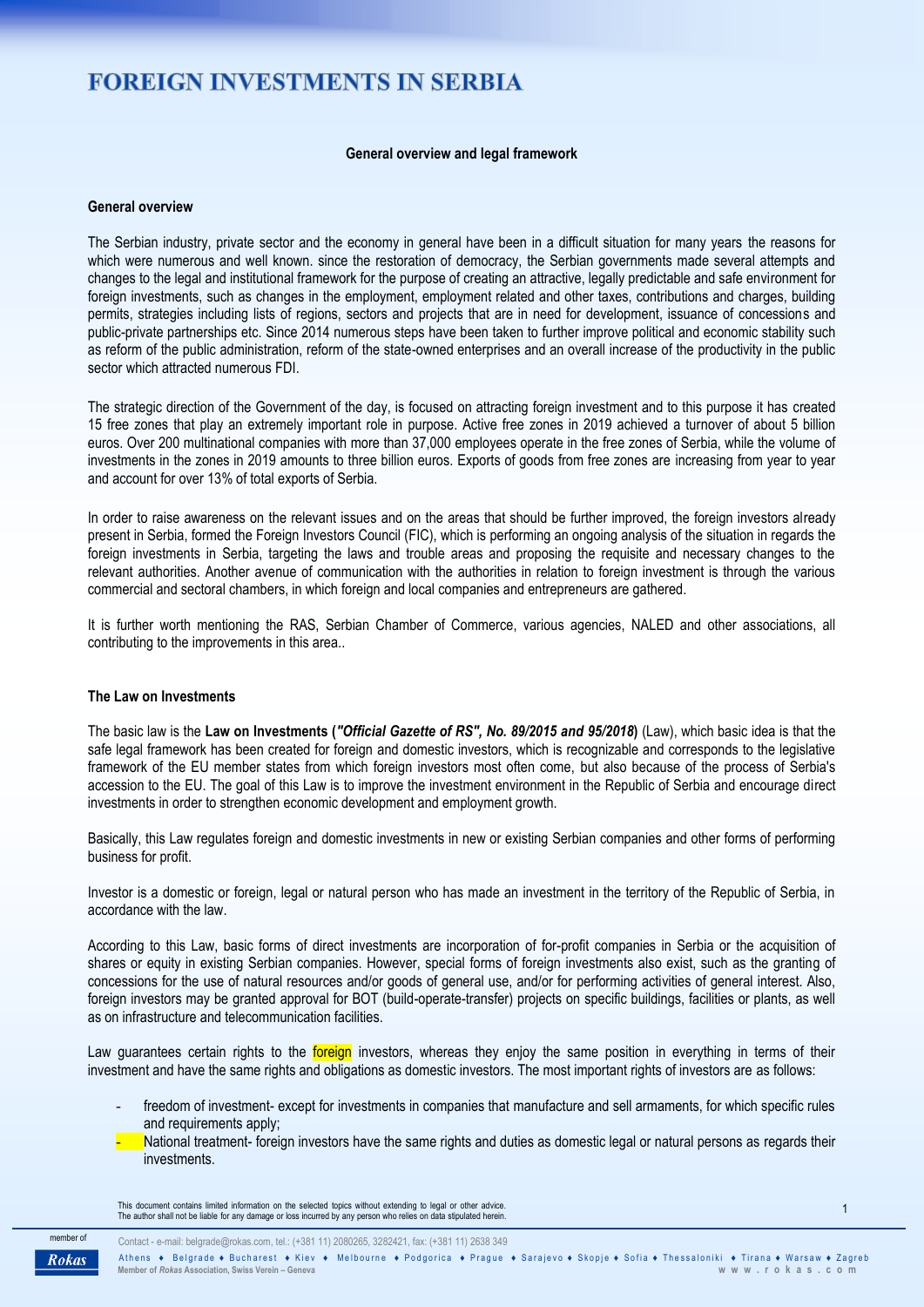# FOREIGN INVESTMENTS IN SERBIA

**General overview and legal framework**

## General overview

The Serbian industry, private sector and the economy in general have been in a difficult situation for many years the reasons for which were numerous and well known. since the restoration of democracy, the Serbian governments made several attempts and changes to the legal and institutional framework for the purpose of creating an attractive, legally predictable and safe environment for foreign investments, such as changes in the employment, employment related and other taxes, contributions and charges, building permits, strategies including lists of regions, sectors and projects that are in need for development, issuance of concessions and public-private partnerships etc. Since 2014 numerous steps have been taken to further improve political and economic stability such as reform of the public administration, reform of the state-owned enterprises and an overall increase of the productivity in the public sector which attracted numerous FDI.

The strategic direction of the Government of the day, is focused on attracting foreign investment and to this purpose it has created 15 free zones that play an extremely important role in purpose. Active free zones in 2019 achieved a turnover of about 5 billion euros. Over 200 multinational companies with more than 37,000 employees operate in the free zones of Serbia, while the volume of investments in the zones in 2019 amounts to three billion euros. Exports of goods from free zones are increasing from year to year and account for over 13% of total exports of Serbia.

In order to raise awareness on the relevant issues and on the areas that should be further improved, the foreign investors already present in Serbia, formed the Foreign Investors Council (FIC), which is performing an ongoing analysis of the situation in regards the foreign investments in Serbia, targeting the laws and trouble areas and proposing the requisite and necessary changes to the relevant authorities. Another avenue of communication with the authorities in relation to foreign investment is through the various commercial and sectoral chambers, in which foreign and local companies and entrepreneurs are gathered.

It is further worth mentioning the RAS, Serbian Chamber of Commerce, various agencies, NALED and other associations, all contributing to the improvements in this area..

## The Law on Investments

The basic law is the **Law on Investments (*"Official Gazette of RS", No. 89/2015 and 95/2018*)** (Law), which basic idea is that the safe legal framework has been created for foreign and domestic investors, which is recognizable and corresponds to the legislative framework of the EU member states from which foreign investors most often come, but also because of the process of Serbia's accession to the EU. The goal of this Law is to improve the investment environment in the Republic of Serbia and encourage direct investments in order to strengthen economic development and employment growth.

Basically, this Law regulates foreign and domestic investments in new or existing Serbian companies and other forms of performing business for profit.

Investor is a domestic or foreign, legal or natural person who has made an investment in the territory of the Republic of Serbia, in accordance with the law.

According to this Law, basic forms of direct investments are incorporation of for-profit companies in Serbia or the acquisition of shares or equity in existing Serbian companies. However, special forms of foreign investments also exist, such as the granting of concessions for the use of natural resources and/or goods of general use, and/or for performing activities of general interest. Also, foreign investors may be granted approval for BOT (build-operate-transfer) projects on specific buildings, facilities or plants, as well as on infrastructure and telecommunication facilities.

Law guarantees certain rights to the foreign investors, whereas they enjoy the same position in everything in terms of their investment and have the same rights and obligations as domestic investors. The most important rights of investors are as follows:

- freedom of investment- except for investments in companies that manufacture and sell armaments, for which specific rules and requirements apply;
- National treatment- foreign investors have the same rights and duties as domestic legal or natural persons as regards their investments.

This document contains limited information on the selected topics without extending to legal or other advice.
The author shall not be liable for any damage or loss incurred by any person who relies on data stipulated herein.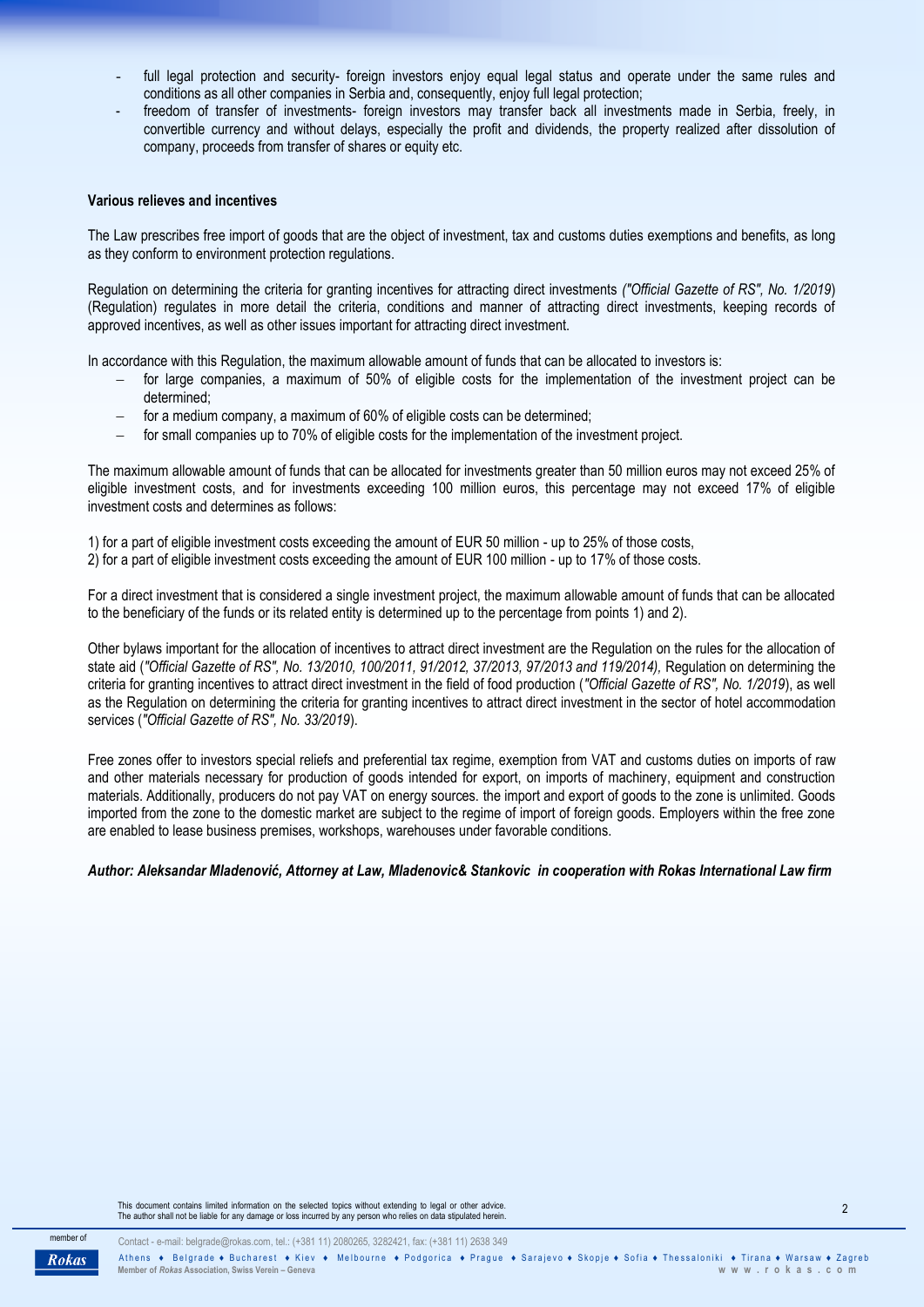- full legal protection and security- foreign investors enjoy equal legal status and operate under the same rules and conditions as all other companies in Serbia and, consequently, enjoy full legal protection;
- freedom of transfer of investments- foreign investors may transfer back all investments made in Serbia, freely, in convertible currency and without delays, especially the profit and dividends, the property realized after dissolution of company, proceeds from transfer of shares or equity etc.

**Various relieves and incentives**

The Law prescribes free import of goods that are the object of investment, tax and customs duties exemptions and benefits, as long as they conform to environment protection regulations.

Regulation on determining the criteria for granting incentives for attracting direct investments *("Official Gazette of RS", No. 1/2019*) (Regulation) regulates in more detail the criteria, conditions and manner of attracting direct investments, keeping records of approved incentives, as well as other issues important for attracting direct investment.

In accordance with this Regulation, the maximum allowable amount of funds that can be allocated to investors is:

- for large companies, a maximum of 50% of eligible costs for the implementation of the investment project can be determined;
- for a medium company, a maximum of 60% of eligible costs can be determined;
- for small companies up to 70% of eligible costs for the implementation of the investment project.

The maximum allowable amount of funds that can be allocated for investments greater than 50 million euros may not exceed 25% of eligible investment costs, and for investments exceeding 100 million euros, this percentage may not exceed 17% of eligible investment costs and determines as follows:

1) for a part of eligible investment costs exceeding the amount of EUR 50 million - up to 25% of those costs,
2) for a part of eligible investment costs exceeding the amount of EUR 100 million - up to 17% of those costs.

For a direct investment that is considered a single investment project, the maximum allowable amount of funds that can be allocated to the beneficiary of the funds or its related entity is determined up to the percentage from points 1) and 2).

Other bylaws important for the allocation of incentives to attract direct investment are the Regulation on the rules for the allocation of state aid (*"Official Gazette of RS", No. 13/2010, 100/2011, 91/2012, 37/2013, 97/2013 and 119/2014),* Regulation on determining the criteria for granting incentives to attract direct investment in the field of food production (*"Official Gazette of RS", No. 1/2019*), as well as the Regulation on determining the criteria for granting incentives to attract direct investment in the sector of hotel accommodation services (*"Official Gazette of RS", No. 33/2019*).

Free zones offer to investors special reliefs and preferential tax regime, exemption from VAT and customs duties on imports of raw and other materials necessary for production of goods intended for export, on imports of machinery, equipment and construction materials. Additionally, producers do not pay VAT on energy sources. the import and export of goods to the zone is unlimited. Goods imported from the zone to the domestic market are subject to the regime of import of foreign goods. Employers within the free zone are enabled to lease business premises, workshops, warehouses under favorable conditions.

***Author: Aleksandar Mladenović, Attorney at Law, Mladenovic& Stankovic in cooperation with Rokas International Law firm***

This document contains limited information on the selected topics without extending to legal or other advice.
The author shall not be liable for any damage or loss incurred by any person who relies on data stipulated herein.

member of Rokas

Contact - e-mail: belgrade@rokas.com, tel.: (+381 11) 2080265, 3282421, fax: (+381 11) 2638 349

Athens ♦ Belgrade ♦ Bucharest ♦ Kiev ♦ Melbourne ♦ Podgorica ♦ Prague ♦ Sarajevo ♦ Skopje ♦ Sofia ♦ Thessaloniki ♦ Tirana ♦ Warsaw ♦ Zagreb

Member of *Rokas* Association, Swiss Verein – Geneva

www.rokas.com